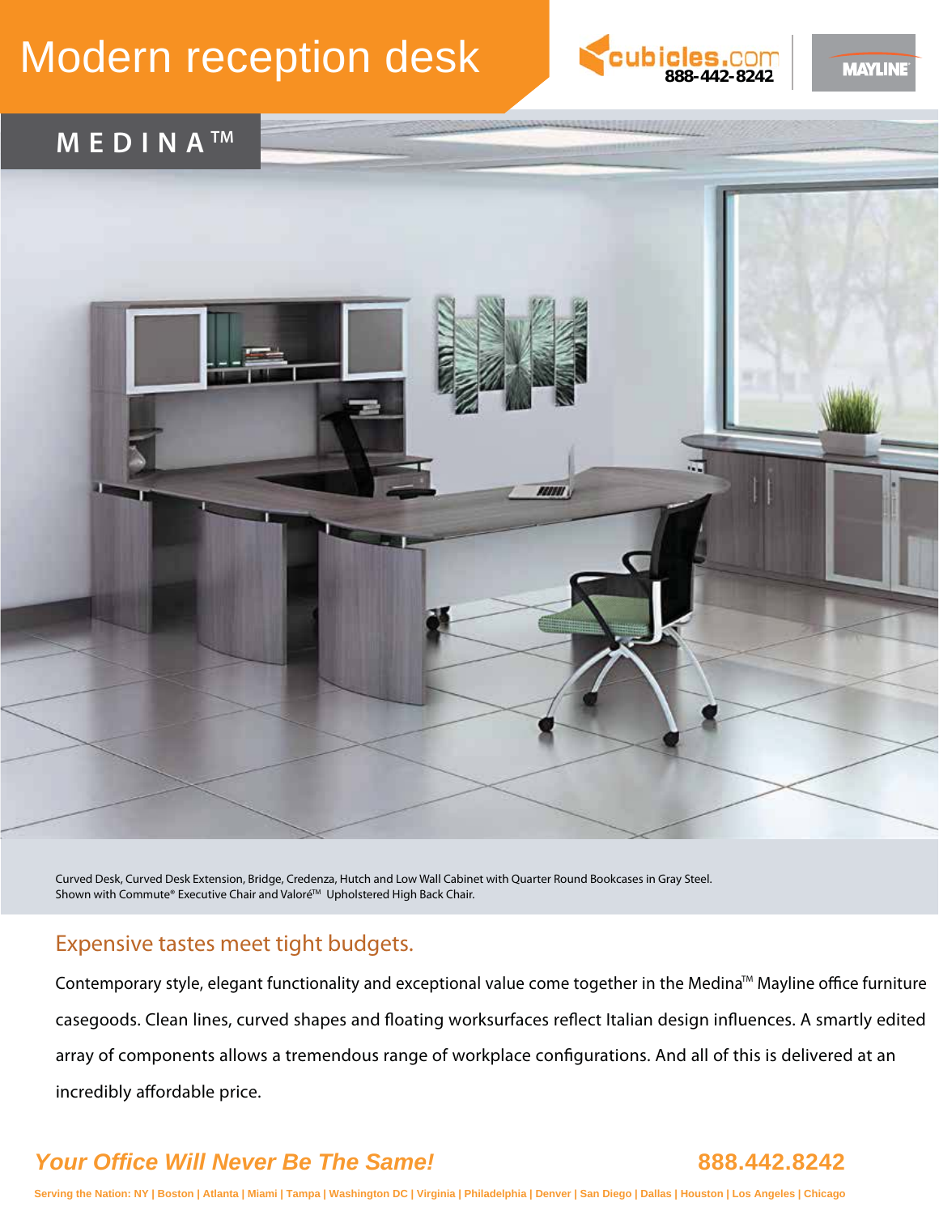# Modern reception desk

cubicles.com 888-442-8242

MAYLINE

## MEDINA™

Curved Desk, Curved Desk Extension, Bridge, Credenza, Hutch and Low Wall Cabinet with Quarter Round Bookcases in Gray Steel.
Shown with Commute® Executive Chair and Valoré™ Upholstered High Back Chair.

## Expensive tastes meet tight budgets.

Contemporary style, elegant functionality and exceptional value come together in the Medina™ Mayline office furniture casegoods. Clean lines, curved shapes and floating worksurfaces reflect Italian design influences. A smartly edited array of components allows a tremendous range of workplace configurations. And all of this is delivered at an incredibly affordable price.

***Your Office Will Never Be The Same!*** **888.442.8242**

Serving the Nation: NY | Boston | Atlanta | Miami | Tampa | Washington DC | Virginia | Philadelphia | Denver | San Diego | Dallas | Houston | Los Angeles | Chicago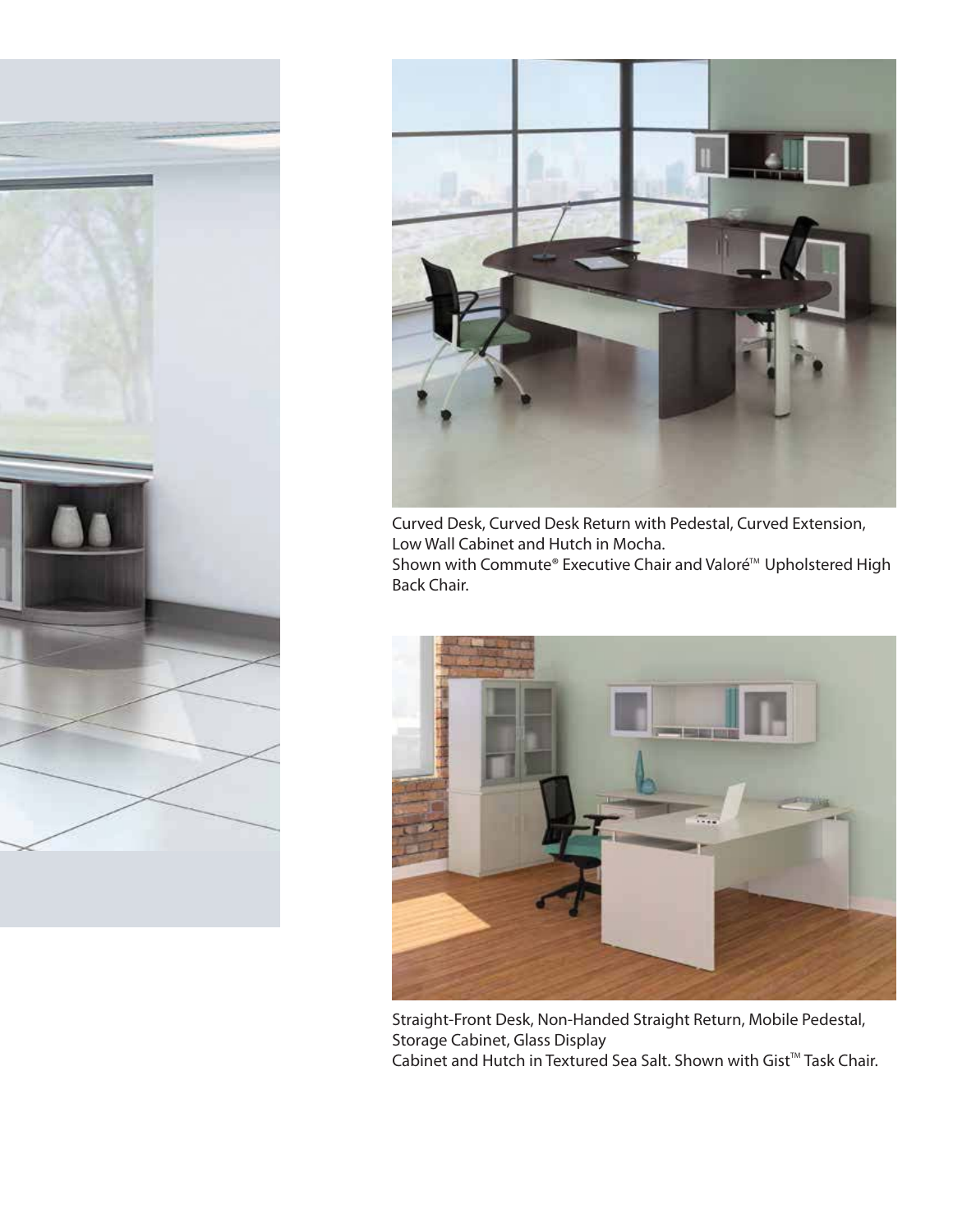Curved Desk, Curved Desk Return with Pedestal, Curved Extension, Low Wall Cabinet and Hutch in Mocha.
Shown with Commute® Executive Chair and Valoré™ Upholstered High Back Chair.

Straight-Front Desk, Non-Handed Straight Return, Mobile Pedestal, Storage Cabinet, Glass Display Cabinet and Hutch in Textured Sea Salt. Shown with Gist™ Task Chair.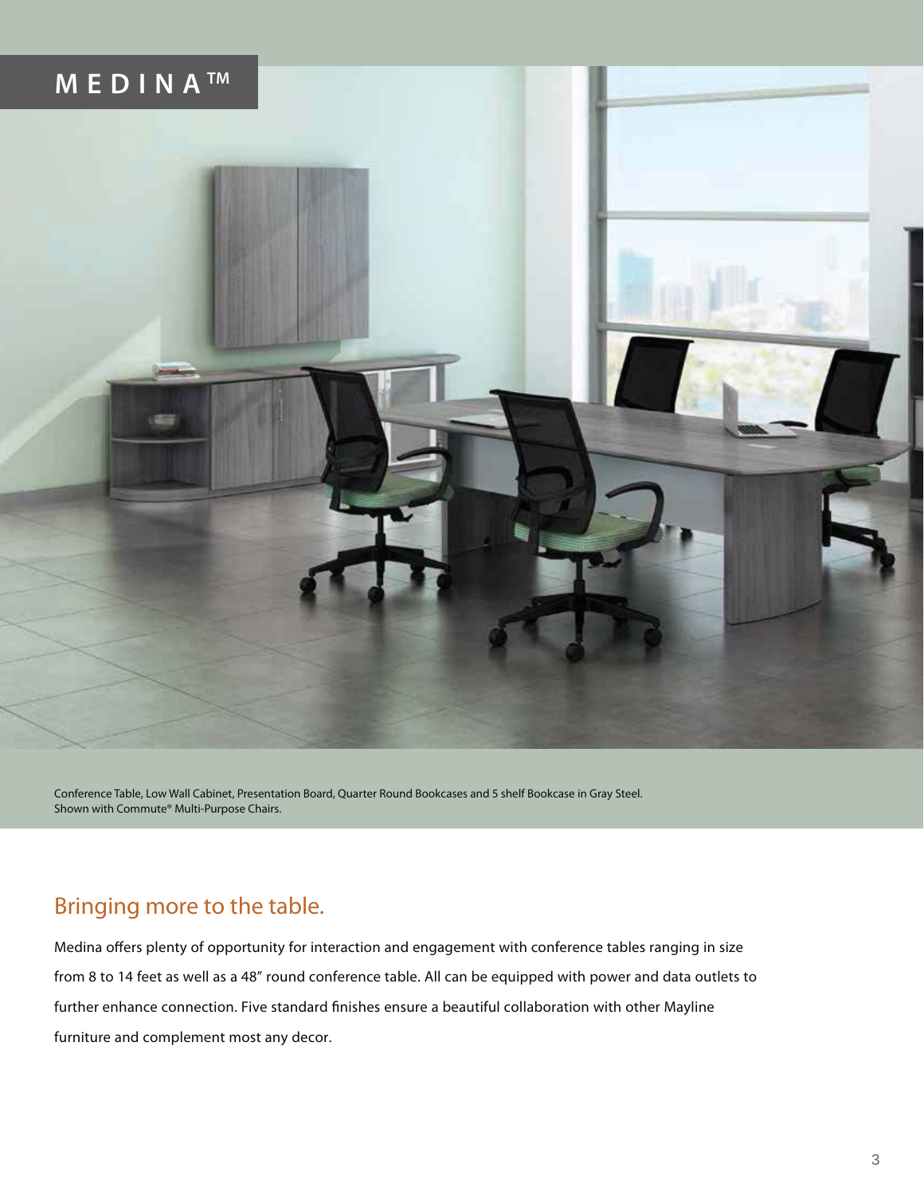# MEDINA™

Conference Table, Low Wall Cabinet, Presentation Board, Quarter Round Bookcases and 5 shelf Bookcase in Gray Steel.
Shown with Commute® Multi-Purpose Chairs.

## Bringing more to the table.

Medina offers plenty of opportunity for interaction and engagement with conference tables ranging in size from 8 to 14 feet as well as a 48″ round conference table. All can be equipped with power and data outlets to further enhance connection. Five standard finishes ensure a beautiful collaboration with other Mayline furniture and complement most any decor.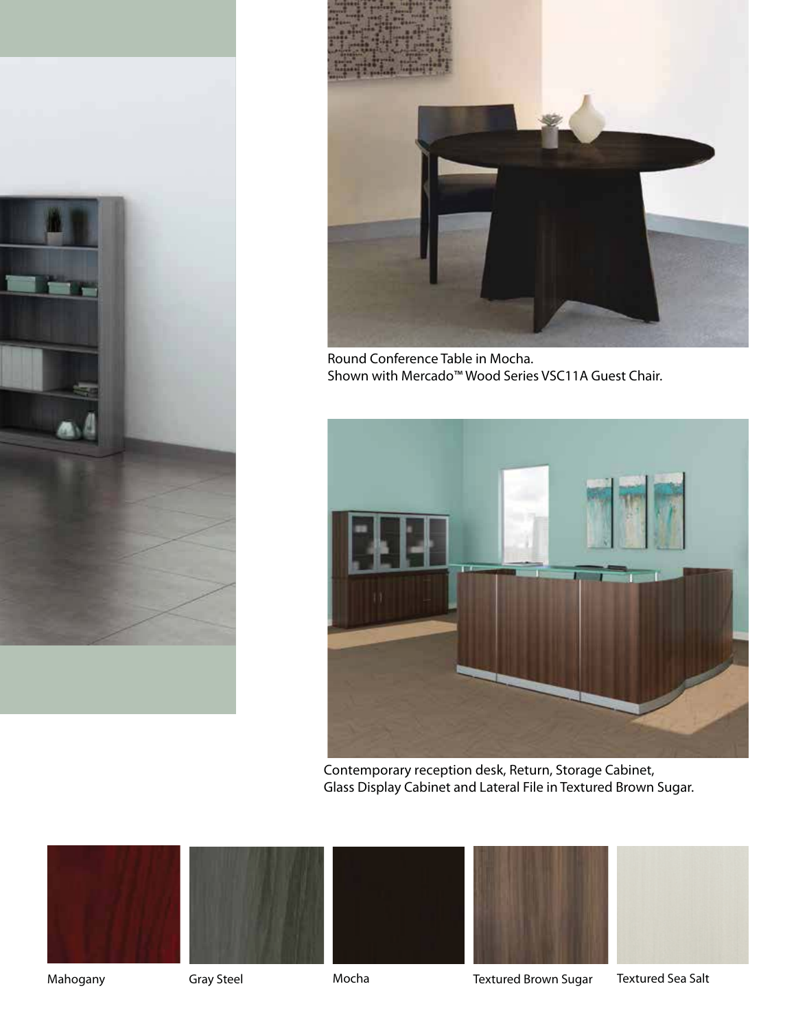Round Conference Table in Mocha.
Shown with Mercado™ Wood Series VSC11A Guest Chair.

Contemporary reception desk, Return, Storage Cabinet,
Glass Display Cabinet and Lateral File in Textured Brown Sugar.

Mahogany

Gray Steel

Mocha

Textured Brown Sugar

Textured Sea Salt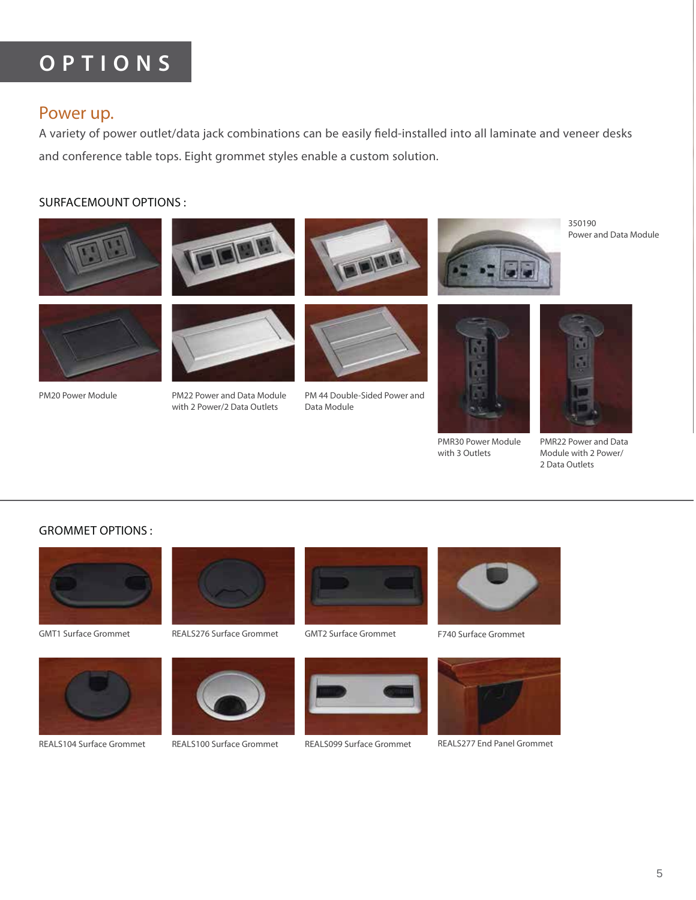# OPTIONS

## Power up.

A variety of power outlet/data jack combinations can be easily field-installed into all laminate and veneer desks and conference table tops. Eight grommet styles enable a custom solution.

### SURFACEMOUNT OPTIONS :

350190
Power and Data Module

PM20 Power Module

PM22 Power and Data Module with 2 Power/2 Data Outlets

PM 44 Double-Sided Power and Data Module

PMR30 Power Module with 3 Outlets

PMR22 Power and Data Module with 2 Power/ 2 Data Outlets

### GROMMET OPTIONS :

GMT1 Surface Grommet

REALS276 Surface Grommet

GMT2 Surface Grommet

F740 Surface Grommet

REALS104 Surface Grommet

REALS100 Surface Grommet

REALS099 Surface Grommet

REALS277 End Panel Grommet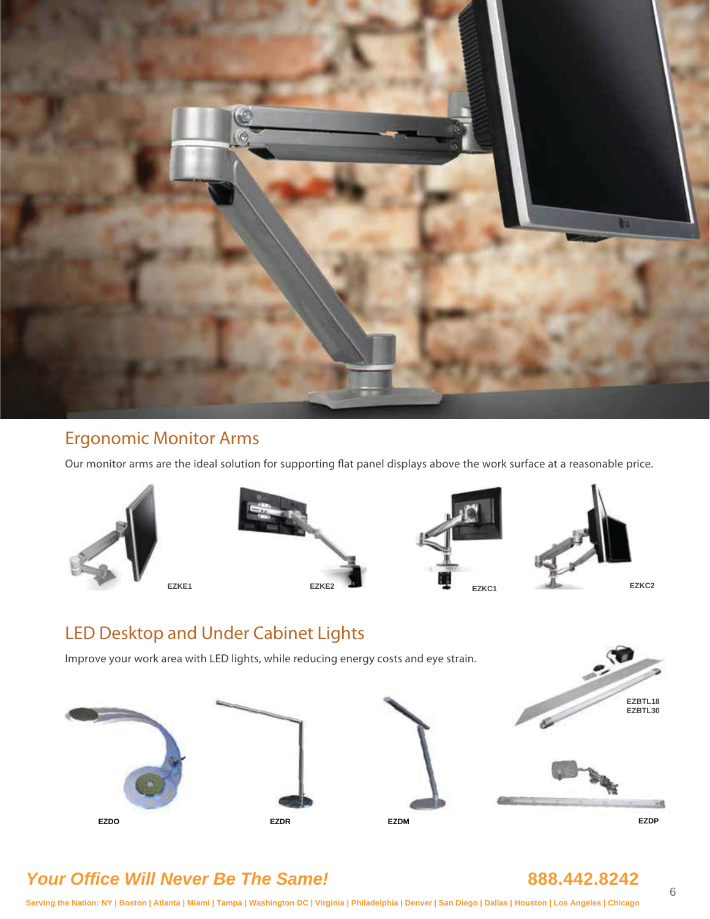## Ergonomic Monitor Arms

Our monitor arms are the ideal solution for supporting flat panel displays above the work surface at a reasonable price.

EZKE1

EZKE2

EZKC1

EZKC2

## LED Desktop and Under Cabinet Lights

Improve your work area with LED lights, while reducing energy costs and eye strain.

EZBTL18
EZBTL30

EZDO

EZDR

EZDM

EZDP

***Your Office Will Never Be The Same!***

**888.442.8242**

**Serving the Nation: NY | Boston | Atlanta | Miami | Tampa | Washington DC | Virginia | Philadelphia | Denver | San Diego | Dallas | Houston | Los Angeles | Chicago**